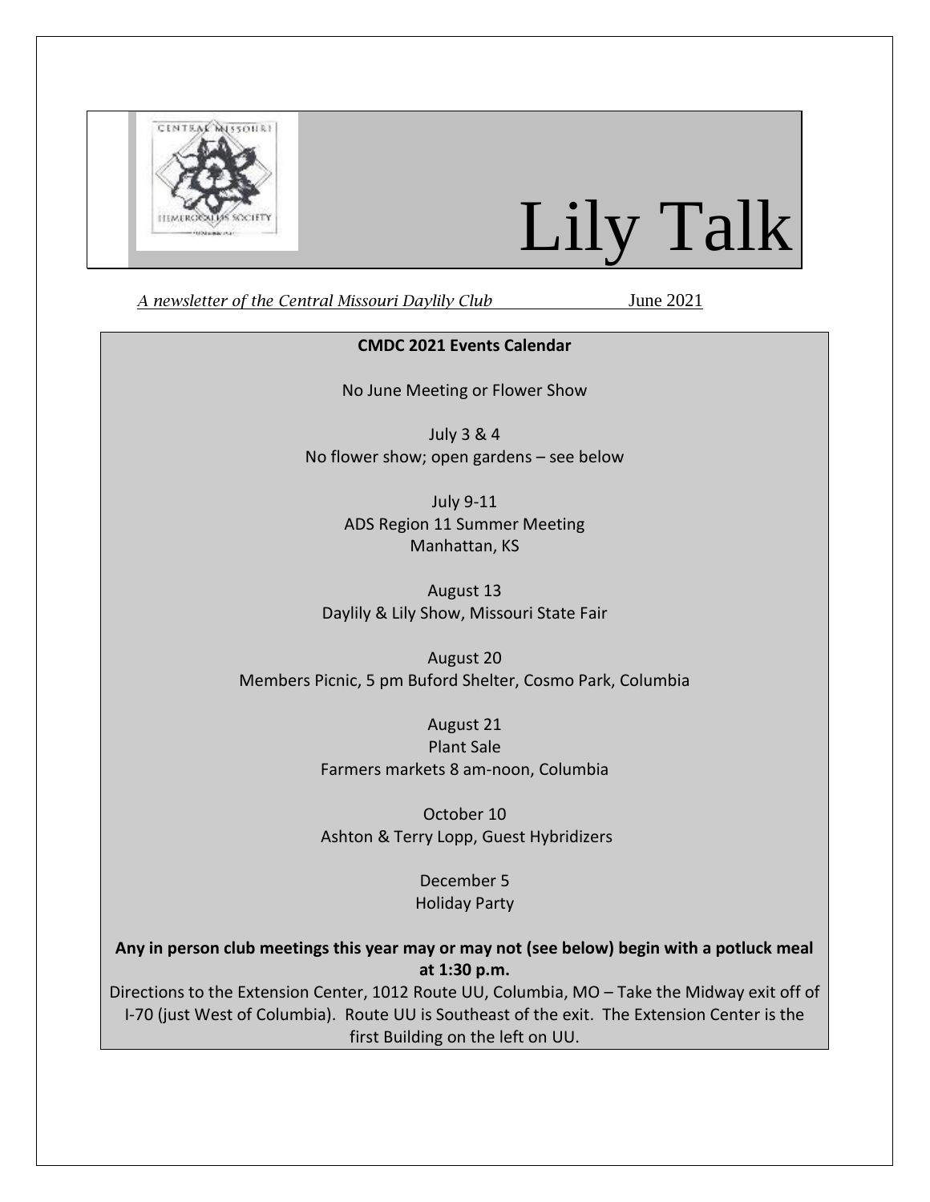# Lily Talk

*A newsletter of the Central Missouri Daylily Club* June 2021

**CMDC 2021 Events Calendar**

No June Meeting or Flower Show

July 3 & 4
No flower show; open gardens – see below

July 9-11
ADS Region 11 Summer Meeting
Manhattan, KS

August 13
Daylily & Lily Show, Missouri State Fair

August 20
Members Picnic, 5 pm Buford Shelter, Cosmo Park, Columbia

August 21
Plant Sale
Farmers markets 8 am-noon, Columbia

October 10
Ashton & Terry Lopp, Guest Hybridizers

December 5
Holiday Party

**Any in person club meetings this year may or may not (see below) begin with a potluck meal at 1:30 p.m.**

Directions to the Extension Center, 1012 Route UU, Columbia, MO – Take the Midway exit off of I-70 (just West of Columbia). Route UU is Southeast of the exit. The Extension Center is the first Building on the left on UU.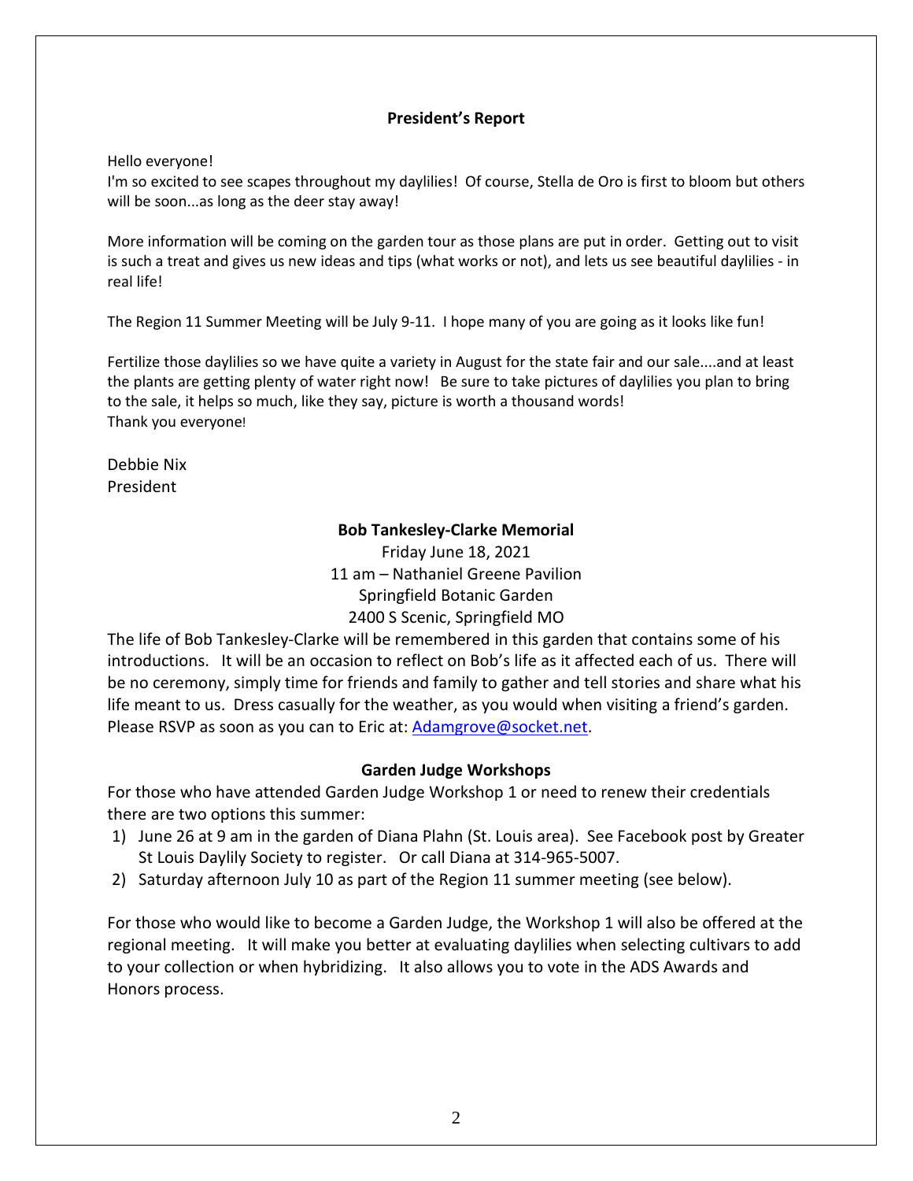## President's Report

Hello everyone!

I'm so excited to see scapes throughout my daylilies! Of course, Stella de Oro is first to bloom but others will be soon...as long as the deer stay away!

More information will be coming on the garden tour as those plans are put in order. Getting out to visit is such a treat and gives us new ideas and tips (what works or not), and lets us see beautiful daylilies - in real life!

The Region 11 Summer Meeting will be July 9-11. I hope many of you are going as it looks like fun!

Fertilize those daylilies so we have quite a variety in August for the state fair and our sale....and at least the plants are getting plenty of water right now! Be sure to take pictures of daylilies you plan to bring to the sale, it helps so much, like they say, picture is worth a thousand words!

Thank you everyone!

Debbie Nix
President

## Bob Tankesley-Clarke Memorial

Friday June 18, 2021
11 am – Nathaniel Greene Pavilion
Springfield Botanic Garden
2400 S Scenic, Springfield MO

The life of Bob Tankesley-Clarke will be remembered in this garden that contains some of his introductions. It will be an occasion to reflect on Bob's life as it affected each of us. There will be no ceremony, simply time for friends and family to gather and tell stories and share what his life meant to us. Dress casually for the weather, as you would when visiting a friend's garden. Please RSVP as soon as you can to Eric at: Adamgrove@socket.net.

## Garden Judge Workshops

For those who have attended Garden Judge Workshop 1 or need to renew their credentials there are two options this summer:

1) June 26 at 9 am in the garden of Diana Plahn (St. Louis area). See Facebook post by Greater St Louis Daylily Society to register. Or call Diana at 314-965-5007.
2) Saturday afternoon July 10 as part of the Region 11 summer meeting (see below).

For those who would like to become a Garden Judge, the Workshop 1 will also be offered at the regional meeting. It will make you better at evaluating daylilies when selecting cultivars to add to your collection or when hybridizing. It also allows you to vote in the ADS Awards and Honors process.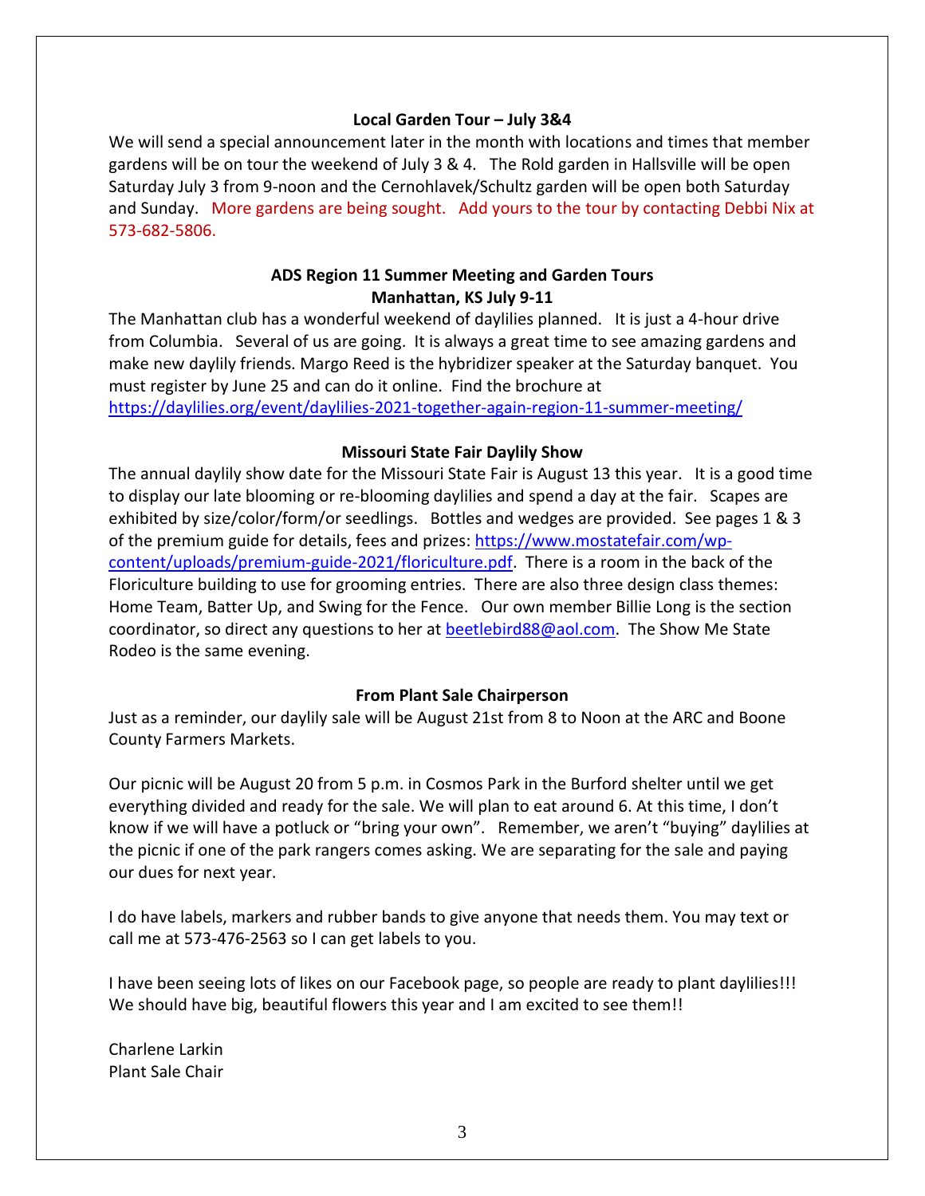**Local Garden Tour – July 3&4**

We will send a special announcement later in the month with locations and times that member gardens will be on tour the weekend of July 3 & 4. The Rold garden in Hallsville will be open Saturday July 3 from 9-noon and the Cernohlavek/Schultz garden will be open both Saturday and Sunday. More gardens are being sought. Add yours to the tour by contacting Debbi Nix at 573-682-5806.

**ADS Region 11 Summer Meeting and Garden Tours**
**Manhattan, KS July 9-11**

The Manhattan club has a wonderful weekend of daylilies planned. It is just a 4-hour drive from Columbia. Several of us are going. It is always a great time to see amazing gardens and make new daylily friends. Margo Reed is the hybridizer speaker at the Saturday banquet. You must register by June 25 and can do it online. Find the brochure at
https://daylilies.org/event/daylilies-2021-together-again-region-11-summer-meeting/

**Missouri State Fair Daylily Show**

The annual daylily show date for the Missouri State Fair is August 13 this year. It is a good time to display our late blooming or re-blooming daylilies and spend a day at the fair. Scapes are exhibited by size/color/form/or seedlings. Bottles and wedges are provided. See pages 1 & 3 of the premium guide for details, fees and prizes: https://www.mostatefair.com/wp-content/uploads/premium-guide-2021/floriculture.pdf. There is a room in the back of the Floriculture building to use for grooming entries. There are also three design class themes: Home Team, Batter Up, and Swing for the Fence. Our own member Billie Long is the section coordinator, so direct any questions to her at beetlebird88@aol.com. The Show Me State Rodeo is the same evening.

**From Plant Sale Chairperson**

Just as a reminder, our daylily sale will be August 21st from 8 to Noon at the ARC and Boone County Farmers Markets.

Our picnic will be August 20 from 5 p.m. in Cosmos Park in the Burford shelter until we get everything divided and ready for the sale. We will plan to eat around 6. At this time, I don't know if we will have a potluck or "bring your own". Remember, we aren't "buying" daylilies at the picnic if one of the park rangers comes asking. We are separating for the sale and paying our dues for next year.

I do have labels, markers and rubber bands to give anyone that needs them. You may text or call me at 573-476-2563 so I can get labels to you.

I have been seeing lots of likes on our Facebook page, so people are ready to plant daylilies!!! We should have big, beautiful flowers this year and I am excited to see them!!

Charlene Larkin
Plant Sale Chair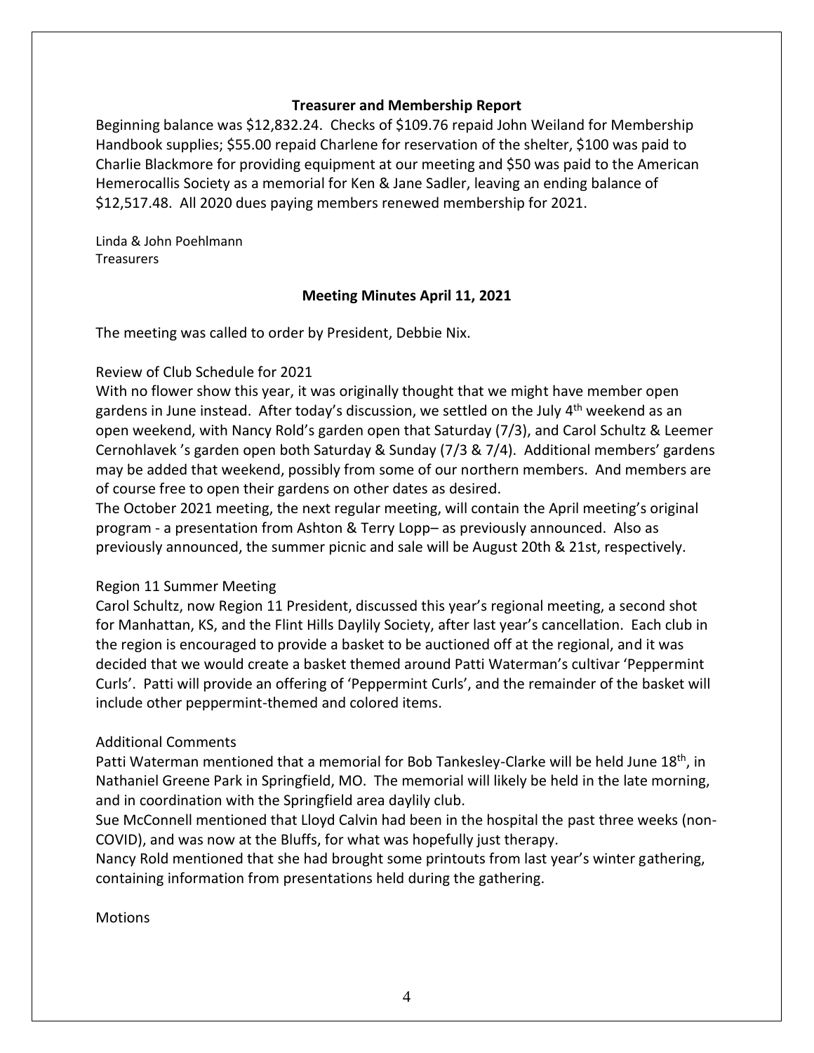## Treasurer and Membership Report

Beginning balance was $12,832.24. Checks of $109.76 repaid John Weiland for Membership Handbook supplies; $55.00 repaid Charlene for reservation of the shelter, $100 was paid to Charlie Blackmore for providing equipment at our meeting and $50 was paid to the American Hemerocallis Society as a memorial for Ken & Jane Sadler, leaving an ending balance of $12,517.48. All 2020 dues paying members renewed membership for 2021.

Linda & John Poehlmann
Treasurers

## Meeting Minutes April 11, 2021

The meeting was called to order by President, Debbie Nix.

Review of Club Schedule for 2021

With no flower show this year, it was originally thought that we might have member open gardens in June instead. After today's discussion, we settled on the July 4th weekend as an open weekend, with Nancy Rold's garden open that Saturday (7/3), and Carol Schultz & Leemer Cernohlavek 's garden open both Saturday & Sunday (7/3 & 7/4). Additional members' gardens may be added that weekend, possibly from some of our northern members. And members are of course free to open their gardens on other dates as desired.

The October 2021 meeting, the next regular meeting, will contain the April meeting's original program - a presentation from Ashton & Terry Lopp– as previously announced. Also as previously announced, the summer picnic and sale will be August 20th & 21st, respectively.

Region 11 Summer Meeting

Carol Schultz, now Region 11 President, discussed this year's regional meeting, a second shot for Manhattan, KS, and the Flint Hills Daylily Society, after last year's cancellation. Each club in the region is encouraged to provide a basket to be auctioned off at the regional, and it was decided that we would create a basket themed around Patti Waterman's cultivar 'Peppermint Curls'. Patti will provide an offering of 'Peppermint Curls', and the remainder of the basket will include other peppermint-themed and colored items.

Additional Comments

Patti Waterman mentioned that a memorial for Bob Tankesley-Clarke will be held June 18th, in Nathaniel Greene Park in Springfield, MO. The memorial will likely be held in the late morning, and in coordination with the Springfield area daylily club.

Sue McConnell mentioned that Lloyd Calvin had been in the hospital the past three weeks (non-COVID), and was now at the Bluffs, for what was hopefully just therapy.

Nancy Rold mentioned that she had brought some printouts from last year's winter gathering, containing information from presentations held during the gathering.

Motions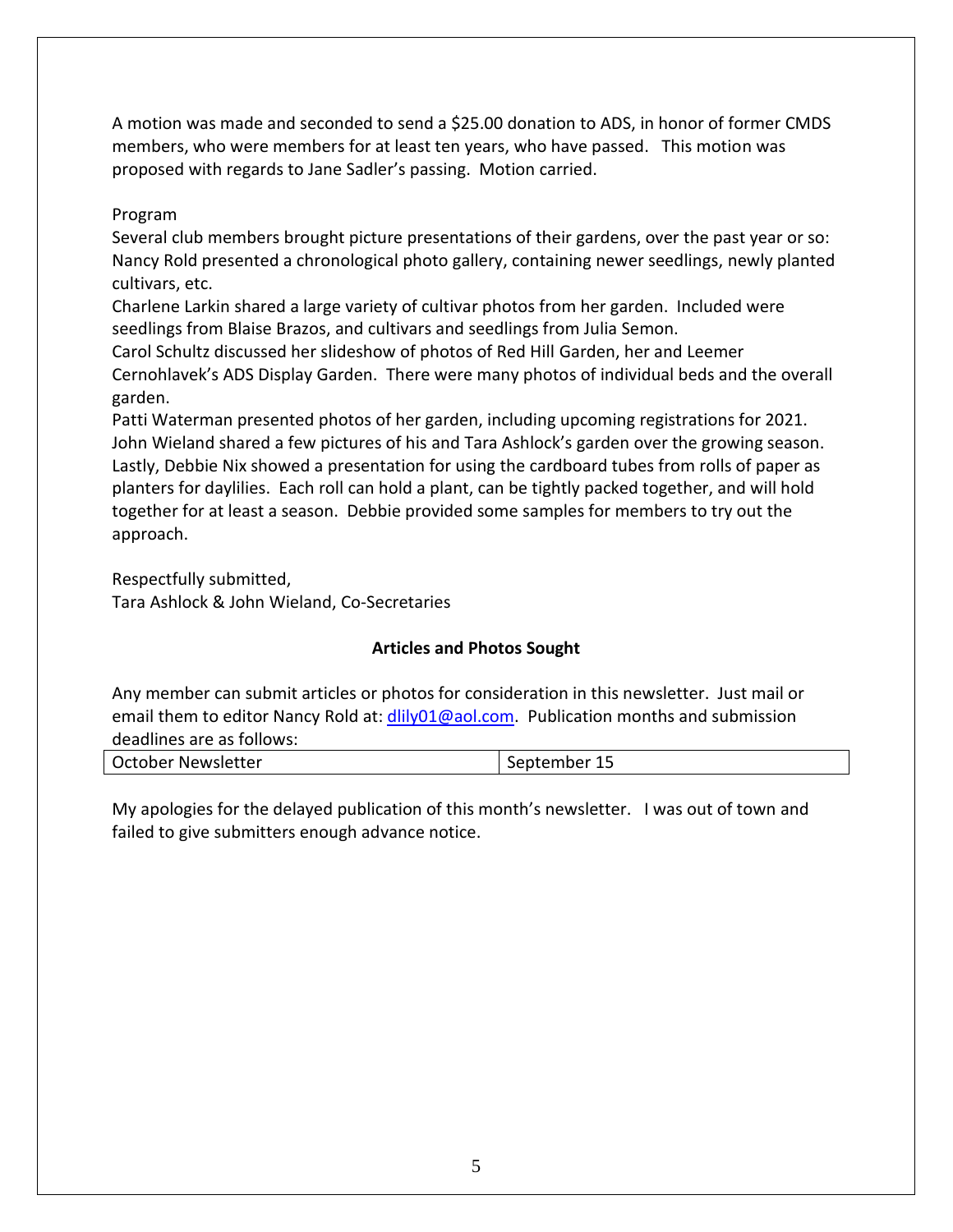A motion was made and seconded to send a $25.00 donation to ADS, in honor of former CMDS members, who were members for at least ten years, who have passed. This motion was proposed with regards to Jane Sadler's passing. Motion carried.

Program

Several club members brought picture presentations of their gardens, over the past year or so:
Nancy Rold presented a chronological photo gallery, containing newer seedlings, newly planted cultivars, etc.
Charlene Larkin shared a large variety of cultivar photos from her garden. Included were seedlings from Blaise Brazos, and cultivars and seedlings from Julia Semon.
Carol Schultz discussed her slideshow of photos of Red Hill Garden, her and Leemer Cernohlavek's ADS Display Garden. There were many photos of individual beds and the overall garden.
Patti Waterman presented photos of her garden, including upcoming registrations for 2021.
John Wieland shared a few pictures of his and Tara Ashlock's garden over the growing season.
Lastly, Debbie Nix showed a presentation for using the cardboard tubes from rolls of paper as planters for daylilies. Each roll can hold a plant, can be tightly packed together, and will hold together for at least a season. Debbie provided some samples for members to try out the approach.

Respectfully submitted,
Tara Ashlock & John Wieland, Co-Secretaries

**Articles and Photos Sought**

Any member can submit articles or photos for consideration in this newsletter. Just mail or email them to editor Nancy Rold at: dlily01@aol.com. Publication months and submission deadlines are as follows:

| | |
|---|---|
| October Newsletter | September 15 |

My apologies for the delayed publication of this month's newsletter. I was out of town and failed to give submitters enough advance notice.